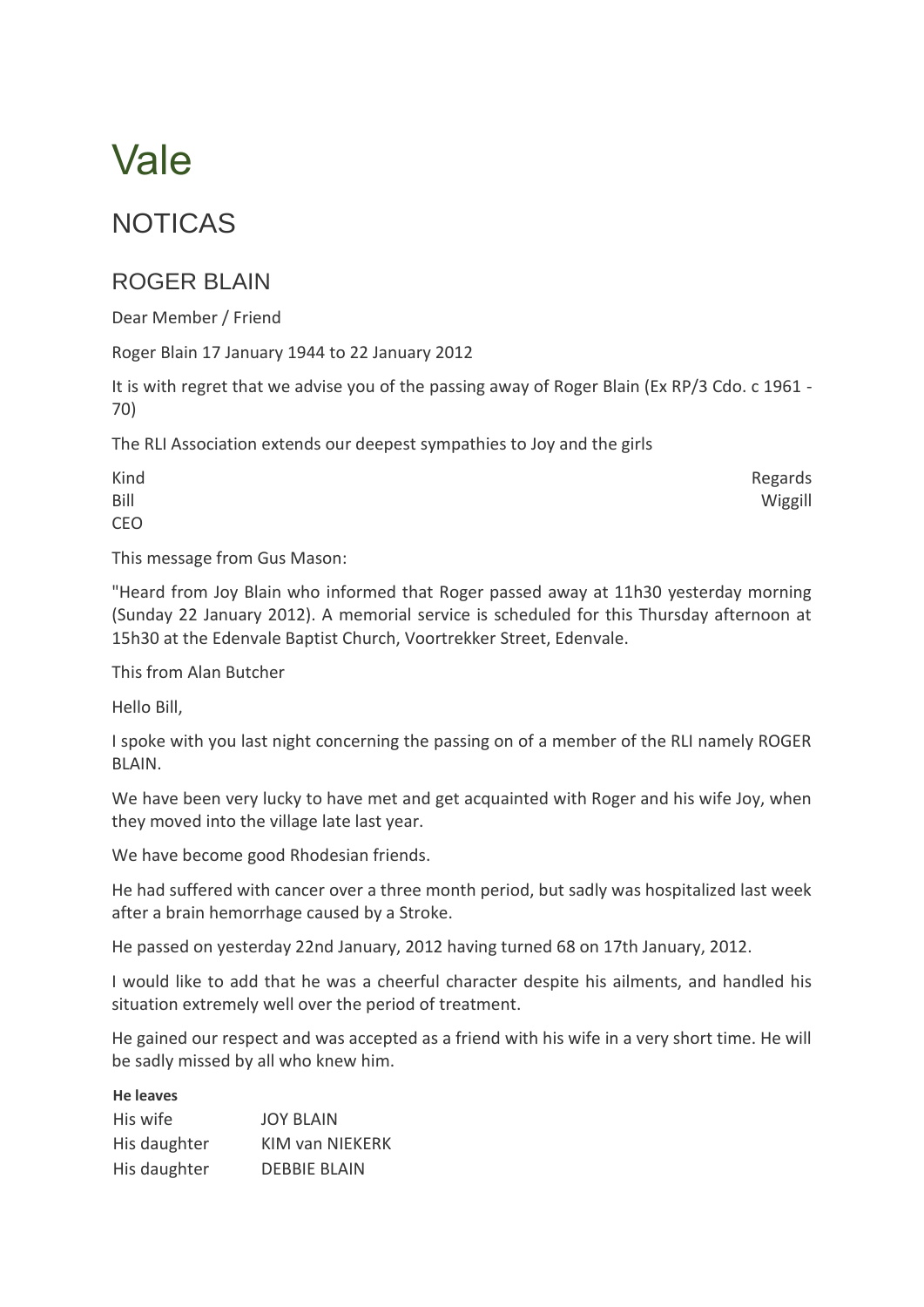# Vale

## NOTICAS

### ROGER BLAIN

Dear Member / Friend

Roger Blain 17 January 1944 to 22 January 2012

It is with regret that we advise you of the passing away of Roger Blain (Ex RP/3 Cdo. c 1961 - 70)

The RLI Association extends our deepest sympathies to Joy and the girls

Kind Regards
Bill Wiggill
CEO

This message from Gus Mason:

"Heard from Joy Blain who informed that Roger passed away at 11h30 yesterday morning (Sunday 22 January 2012). A memorial service is scheduled for this Thursday afternoon at 15h30 at the Edenvale Baptist Church, Voortrekker Street, Edenvale.

This from Alan Butcher

Hello Bill,

I spoke with you last night concerning the passing on of a member of the RLI namely ROGER BLAIN.

We have been very lucky to have met and get acquainted with Roger and his wife Joy, when they moved into the village late last year.

We have become good Rhodesian friends.

He had suffered with cancer over a three month period, but sadly was hospitalized last week after a brain hemorrhage caused by a Stroke.

He passed on yesterday 22nd January, 2012 having turned 68 on 17th January, 2012.

I would like to add that he was a cheerful character despite his ailments, and handled his situation extremely well over the period of treatment.

He gained our respect and was accepted as a friend with his wife in a very short time. He will be sadly missed by all who knew him.

**He leaves**

| | |
|---|---|
| His wife | JOY BLAIN |
| His daughter | KIM van NIEKERK |
| His daughter | DEBBIE BLAIN |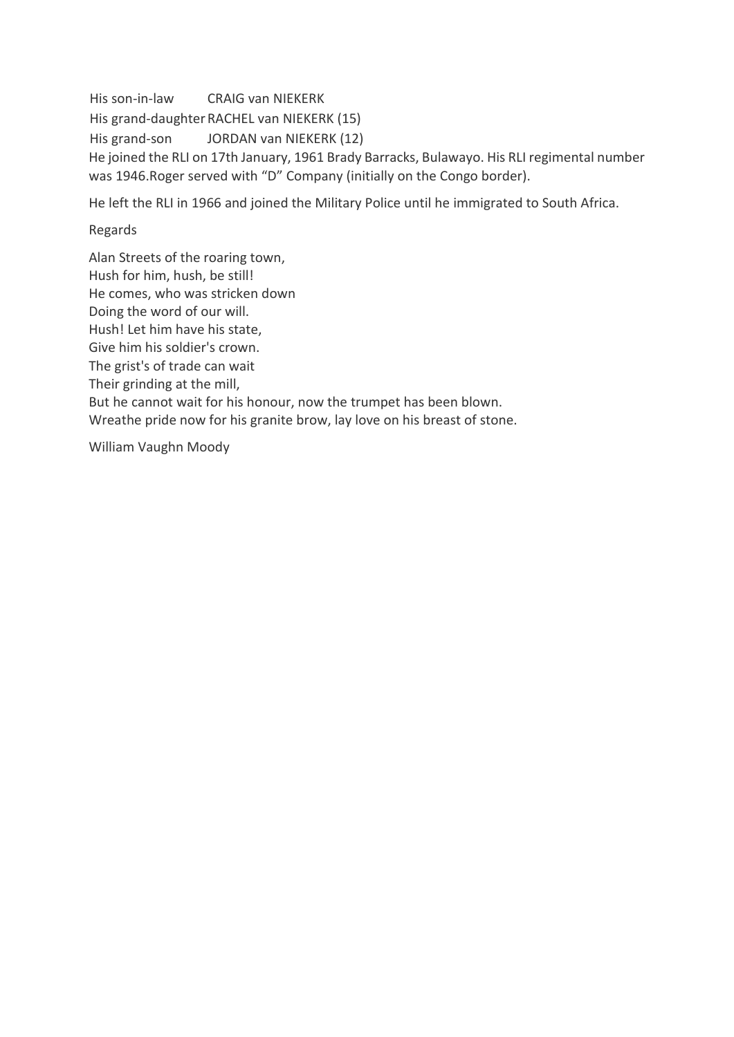His son-in-law CRAIG van NIEKERK
His grand-daughter RACHEL van NIEKERK (15)
His grand-son JORDAN van NIEKERK (12)
He joined the RLI on 17th January, 1961 Brady Barracks, Bulawayo. His RLI regimental number was 1946.Roger served with "D" Company (initially on the Congo border).

He left the RLI in 1966 and joined the Military Police until he immigrated to South Africa.

Regards

Alan Streets of the roaring town,
Hush for him, hush, be still!
He comes, who was stricken down
Doing the word of our will.
Hush! Let him have his state,
Give him his soldier's crown.
The grist's of trade can wait
Their grinding at the mill,
But he cannot wait for his honour, now the trumpet has been blown.
Wreathe pride now for his granite brow, lay love on his breast of stone.

William Vaughn Moody